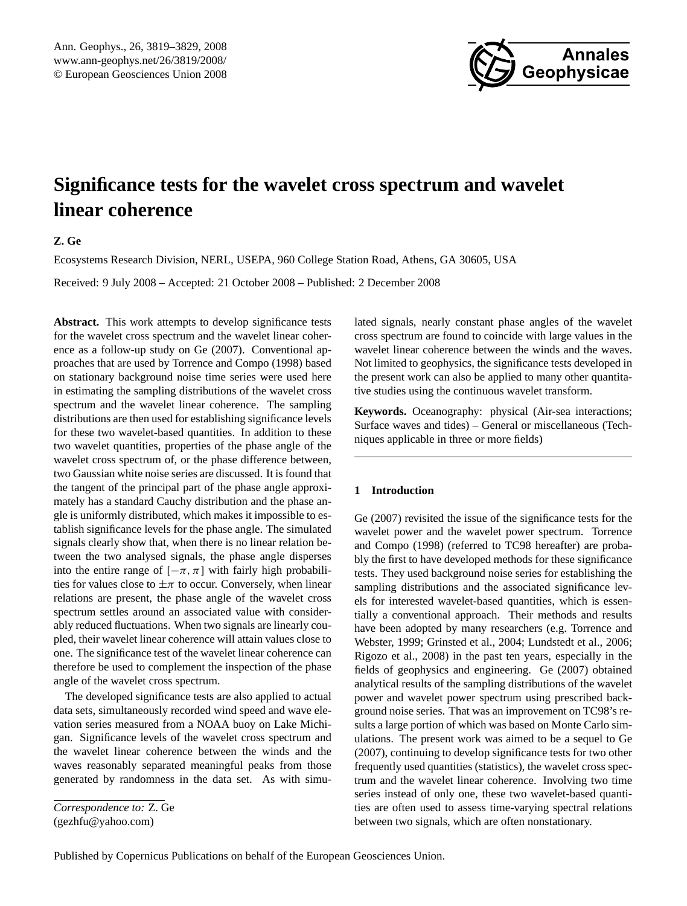# Significance tests for the wavelet cross spectrum and wavelet linear coherence

**Z. Ge**

Ecosystems Research Division, NERL, USEPA, 960 College Station Road, Athens, GA 30605, USA

Received: 9 July 2008 – Accepted: 21 October 2008 – Published: 2 December 2008

**Abstract.** This work attempts to develop significance tests for the wavelet cross spectrum and the wavelet linear coherence as a follow-up study on Ge (2007). Conventional approaches that are used by Torrence and Compo (1998) based on stationary background noise time series were used here in estimating the sampling distributions of the wavelet cross spectrum and the wavelet linear coherence. The sampling distributions are then used for establishing significance levels for these two wavelet-based quantities. In addition to these two wavelet quantities, properties of the phase angle of the wavelet cross spectrum of, or the phase difference between, two Gaussian white noise series are discussed. It is found that the tangent of the principal part of the phase angle approximately has a standard Cauchy distribution and the phase angle is uniformly distributed, which makes it impossible to establish significance levels for the phase angle. The simulated signals clearly show that, when there is no linear relation between the two analysed signals, the phase angle disperses into the entire range of $[-\pi, \pi]$ with fairly high probabilities for values close to $\pm\pi$ to occur. Conversely, when linear relations are present, the phase angle of the wavelet cross spectrum settles around an associated value with considerably reduced fluctuations. When two signals are linearly coupled, their wavelet linear coherence will attain values close to one. The significance test of the wavelet linear coherence can therefore be used to complement the inspection of the phase angle of the wavelet cross spectrum.

The developed significance tests are also applied to actual data sets, simultaneously recorded wind speed and wave elevation series measured from a NOAA buoy on Lake Michigan. Significance levels of the wavelet cross spectrum and the wavelet linear coherence between the winds and the waves reasonably separated meaningful peaks from those generated by randomness in the data set. As with simulated signals, nearly constant phase angles of the wavelet cross spectrum are found to coincide with large values in the wavelet linear coherence between the winds and the waves. Not limited to geophysics, the significance tests developed in the present work can also be applied to many other quantitative studies using the continuous wavelet transform.

*Correspondence to:* Z. Ge
(gezhfu@yahoo.com)

**Keywords.** Oceanography: physical (Air-sea interactions; Surface waves and tides) – General or miscellaneous (Techniques applicable in three or more fields)

## 1 Introduction

Ge (2007) revisited the issue of the significance tests for the wavelet power and the wavelet power spectrum. Torrence and Compo (1998) (referred to TC98 hereafter) are probably the first to have developed methods for these significance tests. They used background noise series for establishing the sampling distributions and the associated significance levels for interested wavelet-based quantities, which is essentially a conventional approach. Their methods and results have been adopted by many researchers (e.g. Torrence and Webster, 1999; Grinsted et al., 2004; Lundstedt et al., 2006; Rigozo et al., 2008) in the past ten years, especially in the fields of geophysics and engineering. Ge (2007) obtained analytical results of the sampling distributions of the wavelet power and wavelet power spectrum using prescribed background noise series. That was an improvement on TC98's results a large portion of which was based on Monte Carlo simulations. The present work was aimed to be a sequel to Ge (2007), continuing to develop significance tests for two other frequently used quantities (statistics), the wavelet cross spectrum and the wavelet linear coherence. Involving two time series instead of only one, these two wavelet-based quantities are often used to assess time-varying spectral relations between two signals, which are often nonstationary.

Published by Copernicus Publications on behalf of the European Geosciences Union.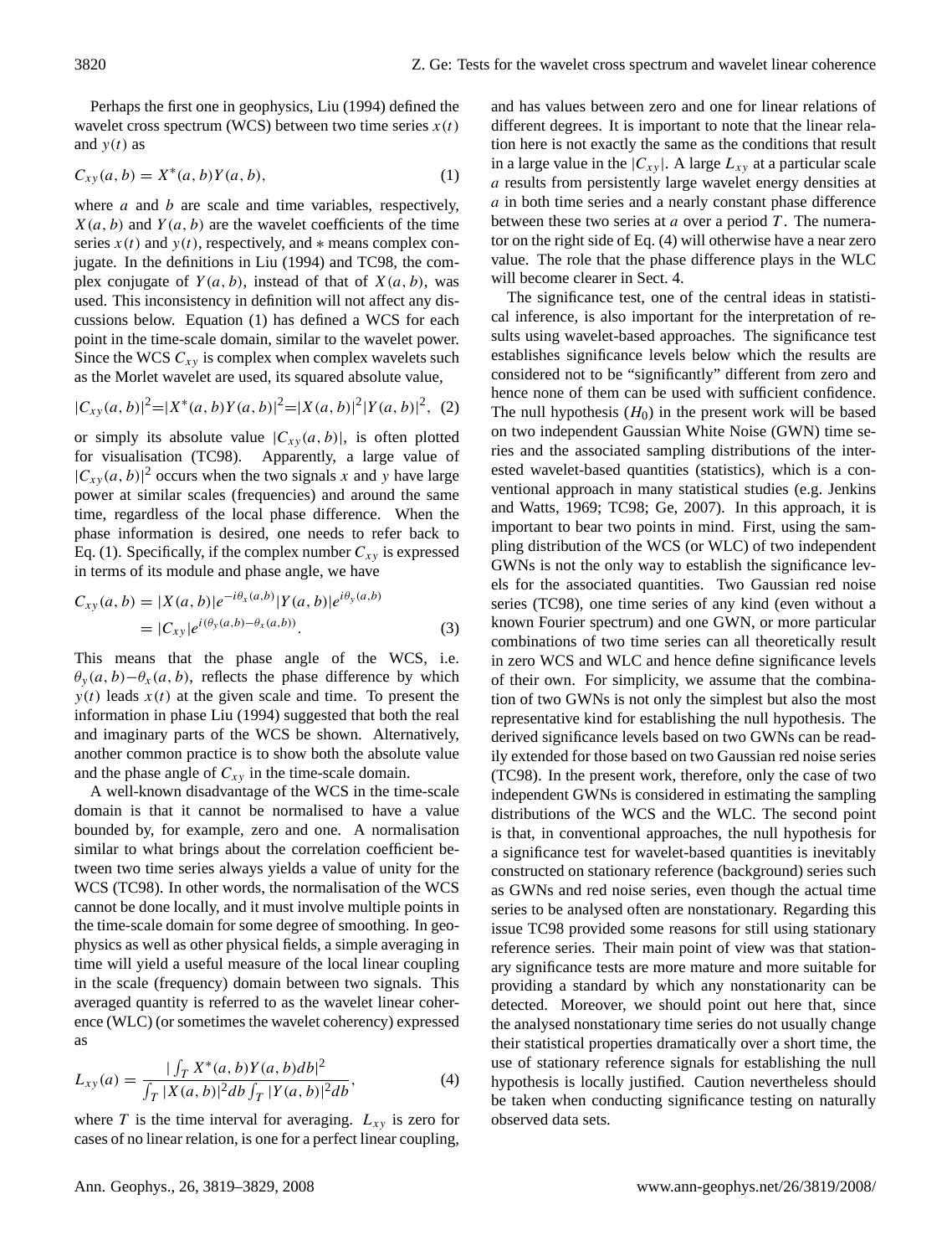Perhaps the first one in geophysics, Liu (1994) defined the wavelet cross spectrum (WCS) between two time series $x(t)$ and $y(t)$ as

$$C_{xy}(a, b) = X^*(a, b)Y(a, b), \quad (1)$$

where $a$ and $b$ are scale and time variables, respectively, $X(a, b)$ and $Y(a, b)$ are the wavelet coefficients of the time series $x(t)$ and $y(t)$, respectively, and $*$ means complex conjugate. In the definitions in Liu (1994) and TC98, the complex conjugate of $Y(a, b)$, instead of that of $X(a, b)$, was used. This inconsistency in definition will not affect any discussions below. Equation (1) has defined a WCS for each point in the time-scale domain, similar to the wavelet power. Since the WCS $C_{xy}$ is complex when complex wavelets such as the Morlet wavelet are used, its squared absolute value,

$$|C_{xy}(a, b)|^2 = |X^*(a, b)Y(a, b)|^2 = |X(a, b)|^2|Y(a, b)|^2, \quad (2)$$

or simply its absolute value $|C_{xy}(a, b)|$, is often plotted for visualisation (TC98). Apparently, a large value of $|C_{xy}(a, b)|^2$ occurs when the two signals $x$ and $y$ have large power at similar scales (frequencies) and around the same time, regardless of the local phase difference. When the phase information is desired, one needs to refer back to Eq. (1). Specifically, if the complex number $C_{xy}$ is expressed in terms of its module and phase angle, we have

$$\begin{aligned} C_{xy}(a, b) &= |X(a, b)|e^{-i\theta_x(a,b)}|Y(a, b)|e^{i\theta_y(a,b)} \\ &= |C_{xy}|e^{i(\theta_y(a,b)-\theta_x(a,b))}. \end{aligned} \quad (3)$$

This means that the phase angle of the WCS, i.e. $\theta_y(a, b) - \theta_x(a, b)$, reflects the phase difference by which $y(t)$ leads $x(t)$ at the given scale and time. To present the information in phase Liu (1994) suggested that both the real and imaginary parts of the WCS be shown. Alternatively, another common practice is to show both the absolute value and the phase angle of $C_{xy}$ in the time-scale domain.

A well-known disadvantage of the WCS in the time-scale domain is that it cannot be normalised to have a value bounded by, for example, zero and one. A normalisation similar to what brings about the correlation coefficient between two time series always yields a value of unity for the WCS (TC98). In other words, the normalisation of the WCS cannot be done locally, and it must involve multiple points in the time-scale domain for some degree of smoothing. In geophysics as well as other physical fields, a simple averaging in time will yield a useful measure of the local linear coupling in the scale (frequency) domain between two signals. This averaged quantity is referred to as the wavelet linear coherence (WLC) (or sometimes the wavelet coherency) expressed as

$$L_{xy}(a) = \frac{|\int_T X^*(a, b)Y(a, b)db|^2}{\int_T |X(a, b)|^2 db \int_T |Y(a, b)|^2 db}, \quad (4)$$

where $T$ is the time interval for averaging. $L_{xy}$ is zero for cases of no linear relation, is one for a perfect linear coupling, and has values between zero and one for linear relations of different degrees. It is important to note that the linear relation here is not exactly the same as the conditions that result in a large value in the $|C_{xy}|$. A large $L_{xy}$ at a particular scale $a$ results from persistently large wavelet energy densities at $a$ in both time series and a nearly constant phase difference between these two series at $a$ over a period $T$. The numerator on the right side of Eq. (4) will otherwise have a near zero value. The role that the phase difference plays in the WLC will become clearer in Sect. 4.

The significance test, one of the central ideas in statistical inference, is also important for the interpretation of results using wavelet-based approaches. The significance test establishes significance levels below which the results are considered not to be "significantly" different from zero and hence none of them can be used with sufficient confidence. The null hypothesis ($H_0$) in the present work will be based on two independent Gaussian White Noise (GWN) time series and the associated sampling distributions of the interested wavelet-based quantities (statistics), which is a conventional approach in many statistical studies (e.g. Jenkins and Watts, 1969; TC98; Ge, 2007). In this approach, it is important to bear two points in mind. First, using the sampling distribution of the WCS (or WLC) of two independent GWNs is not the only way to establish the significance levels for the associated quantities. Two Gaussian red noise series (TC98), one time series of any kind (even without a known Fourier spectrum) and one GWN, or more particular combinations of two time series can all theoretically result in zero WCS and WLC and hence define significance levels of their own. For simplicity, we assume that the combination of two GWNs is not only the simplest but also the most representative kind for establishing the null hypothesis. The derived significance levels based on two GWNs can be readily extended for those based on two Gaussian red noise series (TC98). In the present work, therefore, only the case of two independent GWNs is considered in estimating the sampling distributions of the WCS and the WLC. The second point is that, in conventional approaches, the null hypothesis for a significance test for wavelet-based quantities is inevitably constructed on stationary reference (background) series such as GWNs and red noise series, even though the actual time series to be analysed often are nonstationary. Regarding this issue TC98 provided some reasons for still using stationary reference series. Their main point of view was that stationary significance tests are more mature and more suitable for providing a standard by which any nonstationarity can be detected. Moreover, we should point out here that, since the analysed nonstationary time series do not usually change their statistical properties dramatically over a short time, the use of stationary reference signals for establishing the null hypothesis is locally justified. Caution nevertheless should be taken when conducting significance testing on naturally observed data sets.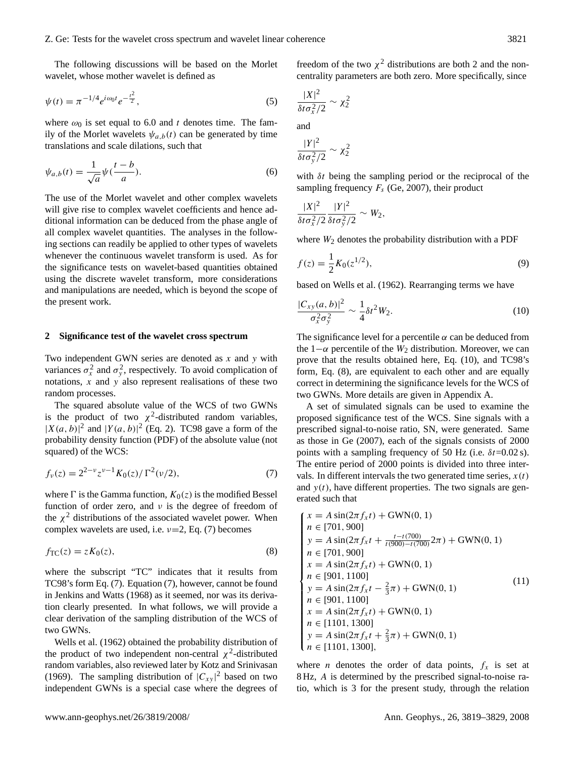The following discussions will be based on the Morlet wavelet, whose mother wavelet is defined as

$$\psi(t) = \pi^{-1/4} e^{i\omega_0 t} e^{-\frac{t^2}{2}}, \tag{5}$$

where $\omega_0$ is set equal to 6.0 and $t$ denotes time. The family of the Morlet wavelets $\psi_{a,b}(t)$ can be generated by time translations and scale dilations, such that

$$\psi_{a,b}(t) = \frac{1}{\sqrt{a}} \psi\left(\frac{t-b}{a}\right). \tag{6}$$

The use of the Morlet wavelet and other complex wavelets will give rise to complex wavelet coefficients and hence additional information can be deduced from the phase angle of all complex wavelet quantities. The analyses in the following sections can readily be applied to other types of wavelets whenever the continuous wavelet transform is used. As for the significance tests on wavelet-based quantities obtained using the discrete wavelet transform, more considerations and manipulations are needed, which is beyond the scope of the present work.

## 2 Significance test of the wavelet cross spectrum

Two independent GWN series are denoted as $x$ and $y$ with variances $\sigma_x^2$ and $\sigma_y^2$, respectively. To avoid complication of notations, $x$ and $y$ also represent realisations of these two random processes.

The squared absolute value of the WCS of two GWNs is the product of two $\chi^2$-distributed random variables, $|X(a,b)|^2$ and $|Y(a,b)|^2$ (Eq. 2). TC98 gave a form of the probability density function (PDF) of the absolute value (not squared) of the WCS:

$$f_\nu(z) = 2^{2-\nu} z^{\nu-1} K_0(z) / \Gamma^2(\nu/2), \tag{7}$$

where $\Gamma$ is the Gamma function, $K_0(z)$ is the modified Bessel function of order zero, and $\nu$ is the degree of freedom of the $\chi^2$ distributions of the associated wavelet power. When complex wavelets are used, i.e. $\nu$=2, Eq. (7) becomes

$$f_{\mathrm{TC}}(z) = z K_0(z), \tag{8}$$

where the subscript "TC" indicates that it results from TC98's form Eq. (7). Equation (7), however, cannot be found in Jenkins and Watts (1968) as it seemed, nor was its derivation clearly presented. In what follows, we will provide a clear derivation of the sampling distribution of the WCS of two GWNs.

Wells et al. (1962) obtained the probability distribution of the product of two independent non-central $\chi^2$-distributed random variables, also reviewed later by Kotz and Srinivasan (1969). The sampling distribution of $|C_{xy}|^2$ based on two independent GWNs is a special case where the degrees of freedom of the two $\chi^2$ distributions are both 2 and the non-centrality parameters are both zero. More specifically, since

$$\frac{|X|^2}{\delta t \sigma_x^2/2} \sim \chi_2^2$$

and

$$\frac{|Y|^2}{\delta t \sigma_y^2/2} \sim \chi_2^2$$

with $\delta t$ being the sampling period or the reciprocal of the sampling frequency $F_s$ (Ge, 2007), their product

$$\frac{|X|^2}{\delta t \sigma_x^2/2} \frac{|Y|^2}{\delta t \sigma_y^2/2} \sim W_2,$$

where $W_2$ denotes the probability distribution with a PDF

$$f(z) = \frac{1}{2} K_0(z^{1/2}), \tag{9}$$

based on Wells et al. (1962). Rearranging terms we have

$$\frac{|C_{xy}(a,b)|^2}{\sigma_x^2 \sigma_y^2} \sim \frac{1}{4} \delta t^2 W_2. \tag{10}$$

The significance level for a percentile $\alpha$ can be deduced from the $1-\alpha$ percentile of the $W_2$ distribution. Moreover, we can prove that the results obtained here, Eq. (10), and TC98's form, Eq. (8), are equivalent to each other and are equally correct in determining the significance levels for the WCS of two GWNs. More details are given in Appendix A.

A set of simulated signals can be used to examine the proposed significance test of the WCS. Sine signals with a prescribed signal-to-noise ratio, SN, were generated. Same as those in Ge (2007), each of the signals consists of 2000 points with a sampling frequency of 50 Hz (i.e. $\delta t$=0.02 s). The entire period of 2000 points is divided into three intervals. In different intervals the two generated time series, $x(t)$ and $y(t)$, have different properties. The two signals are generated such that

$$\begin{cases} x = A\sin(2\pi f_x t) + \mathrm{GWN}(0,1) \\ n \in [701, 900] \\ y = A\sin(2\pi f_x t + \frac{t - t(700)}{t(900)-t(700)} 2\pi) + \mathrm{GWN}(0,1) \\ n \in [701, 900] \\ x = A\sin(2\pi f_x t) + \mathrm{GWN}(0,1) \\ n \in [901, 1100] \\ y = A\sin(2\pi f_x t - \frac{2}{3}\pi) + \mathrm{GWN}(0,1) \\ n \in [901, 1100] \\ x = A\sin(2\pi f_x t) + \mathrm{GWN}(0,1) \\ n \in [1101, 1300] \\ y = A\sin(2\pi f_x t + \frac{2}{3}\pi) + \mathrm{GWN}(0,1) \\ n \in [1101, 1300], \end{cases} \tag{11}$$

where $n$ denotes the order of data points, $f_x$ is set at 8 Hz, $A$ is determined by the prescribed signal-to-noise ratio, which is 3 for the present study, through the relation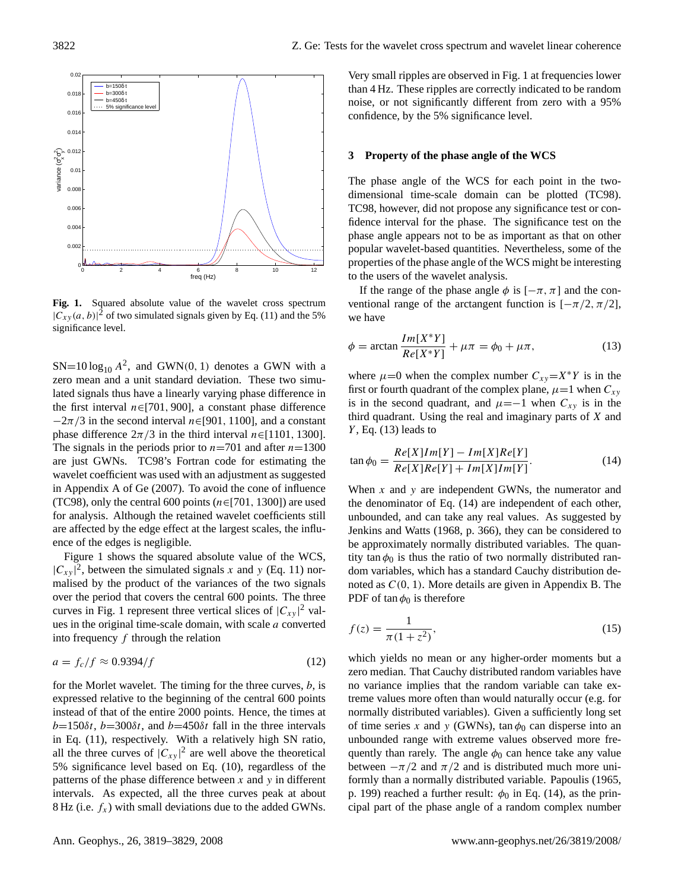Fig. 1. Squared absolute value of the wavelet cross spectrum $|C_{xy}(a,b)|^2$ of two simulated signals given by Eq. (11) and the 5% significance level.

SN$=10\log_{10}A^2$, and GWN$(0,1)$ denotes a GWN with a zero mean and a unit standard deviation. These two simulated signals thus have a linearly varying phase difference in the first interval $n\in[701,900]$, a constant phase difference $-2\pi/3$ in the second interval $n\in[901,1100]$, and a constant phase difference $2\pi/3$ in the third interval $n\in[1101,1300]$. The signals in the periods prior to $n=701$ and after $n=1300$ are just GWNs. TC98's Fortran code for estimating the wavelet coefficient was used with an adjustment as suggested in Appendix A of Ge (2007). To avoid the cone of influence (TC98), only the central 600 points ($n\in[701,1300]$) are used for analysis. Although the retained wavelet coefficients still are affected by the edge effect at the largest scales, the influence of the edges is negligible.

Figure 1 shows the squared absolute value of the WCS, $|C_{xy}|^2$, between the simulated signals $x$ and $y$ (Eq. 11) normalised by the product of the variances of the two signals over the period that covers the central 600 points. The three curves in Fig. 1 represent three vertical slices of $|C_{xy}|^2$ values in the original time-scale domain, with scale $a$ converted into frequency $f$ through the relation

$$a = f_c/f \approx 0.9394/f \tag{12}$$

for the Morlet wavelet. The timing for the three curves, $b$, is expressed relative to the beginning of the central 600 points instead of that of the entire 2000 points. Hence, the times at $b=150\delta t$, $b=300\delta t$, and $b=450\delta t$ fall in the three intervals in Eq. (11), respectively. With a relatively high SN ratio, all the three curves of $|C_{xy}|^2$ are well above the theoretical 5% significance level based on Eq. (10), regardless of the patterns of the phase difference between $x$ and $y$ in different intervals. As expected, all the three curves peak at about 8 Hz (i.e. $f_x$) with small deviations due to the added GWNs.

Very small ripples are observed in Fig. 1 at frequencies lower than 4 Hz. These ripples are correctly indicated to be random noise, or not significantly different from zero with a 95% confidence, by the 5% significance level.

## 3 Property of the phase angle of the WCS

The phase angle of the WCS for each point in the two-dimensional time-scale domain can be plotted (TC98). TC98, however, did not propose any significance test or confidence interval for the phase. The significance test on the phase angle appears not to be as important as that on other popular wavelet-based quantities. Nevertheless, some of the properties of the phase angle of the WCS might be interesting to the users of the wavelet analysis.

If the range of the phase angle $\phi$ is $[-\pi,\pi]$ and the conventional range of the arctangent function is $[-\pi/2,\pi/2]$, we have

$$\phi = \arctan\frac{Im[X^*Y]}{Re[X^*Y]} + \mu\pi = \phi_0 + \mu\pi, \tag{13}$$

where $\mu=0$ when the complex number $C_{xy}=X^*Y$ is in the first or fourth quadrant of the complex plane, $\mu=1$ when $C_{xy}$ is in the second quadrant, and $\mu=-1$ when $C_{xy}$ is in the third quadrant. Using the real and imaginary parts of $X$ and $Y$, Eq. (13) leads to

$$\tan\phi_0 = \frac{Re[X]Im[Y] - Im[X]Re[Y]}{Re[X]Re[Y] + Im[X]Im[Y]}. \tag{14}$$

When $x$ and $y$ are independent GWNs, the numerator and the denominator of Eq. (14) are independent of each other, unbounded, and can take any real values. As suggested by Jenkins and Watts (1968, p. 366), they can be considered to be approximately normally distributed variables. The quantity $\tan\phi_0$ is thus the ratio of two normally distributed random variables, which has a standard Cauchy distribution denoted as $C(0,1)$. More details are given in Appendix B. The PDF of $\tan\phi_0$ is therefore

$$f(z) = \frac{1}{\pi(1+z^2)}, \tag{15}$$

which yields no mean or any higher-order moments but a zero median. That Cauchy distributed random variables have no variance implies that the random variable can take extreme values more often than would naturally occur (e.g. for normally distributed variables). Given a sufficiently long set of time series $x$ and $y$ (GWNs), $\tan\phi_0$ can disperse into an unbounded range with extreme values observed more frequently than rarely. The angle $\phi_0$ can hence take any value between $-\pi/2$ and $\pi/2$ and is distributed much more uniformly than a normally distributed variable. Papoulis (1965, p. 199) reached a further result: $\phi_0$ in Eq. (14), as the principal part of the phase angle of a random complex number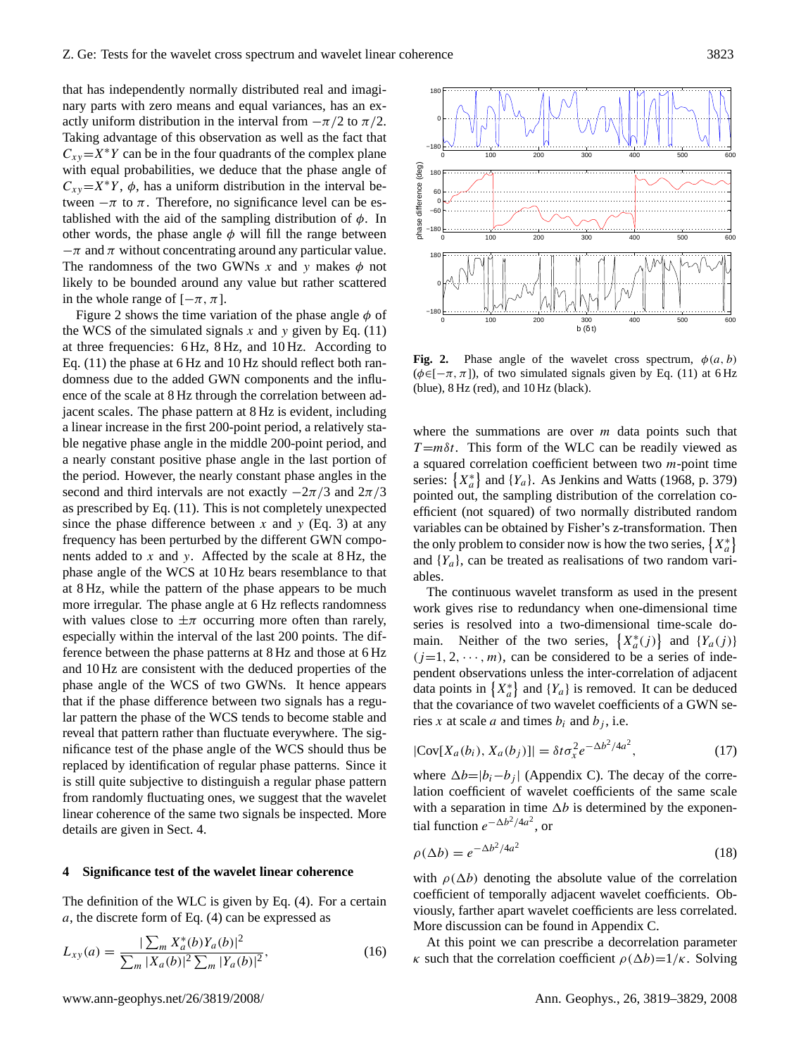that has independently normally distributed real and imaginary parts with zero means and equal variances, has an exactly uniform distribution in the interval from $-\pi/2$ to $\pi/2$. Taking advantage of this observation as well as the fact that $C_{xy}=X^*Y$ can be in the four quadrants of the complex plane with equal probabilities, we deduce that the phase angle of $C_{xy}=X^*Y$, $\phi$, has a uniform distribution in the interval between $-\pi$ to $\pi$. Therefore, no significance level can be established with the aid of the sampling distribution of $\phi$. In other words, the phase angle $\phi$ will fill the range between $-\pi$ and $\pi$ without concentrating around any particular value. The randomness of the two GWNs $x$ and $y$ makes $\phi$ not likely to be bounded around any value but rather scattered in the whole range of $[-\pi, \pi]$.

Figure 2 shows the time variation of the phase angle $\phi$ of the WCS of the simulated signals $x$ and $y$ given by Eq. (11) at three frequencies: 6 Hz, 8 Hz, and 10 Hz. According to Eq. (11) the phase at 6 Hz and 10 Hz should reflect both randomness due to the added GWN components and the influence of the scale at 8 Hz through the correlation between adjacent scales. The phase pattern at 8 Hz is evident, including a linear increase in the first 200-point period, a relatively stable negative phase angle in the middle 200-point period, and a nearly constant positive phase angle in the last portion of the period. However, the nearly constant phase angles in the second and third intervals are not exactly $-2\pi/3$ and $2\pi/3$ as prescribed by Eq. (11). This is not completely unexpected since the phase difference between $x$ and $y$ (Eq. 3) at any frequency has been perturbed by the different GWN components added to $x$ and $y$. Affected by the scale at 8 Hz, the phase angle of the WCS at 10 Hz bears resemblance to that at 8 Hz, while the pattern of the phase appears to be much more irregular. The phase angle at 6 Hz reflects randomness with values close to $\pm\pi$ occurring more often than rarely, especially within the interval of the last 200 points. The difference between the phase patterns at 8 Hz and those at 6 Hz and 10 Hz are consistent with the deduced properties of the phase angle of the WCS of two GWNs. It hence appears that if the phase difference between two signals has a regular pattern the phase of the WCS tends to become stable and reveal that pattern rather than fluctuate everywhere. The significance test of the phase angle of the WCS should thus be replaced by identification of regular phase patterns. Since it is still quite subjective to distinguish a regular phase pattern from randomly fluctuating ones, we suggest that the wavelet linear coherence of the same two signals be inspected. More details are given in Sect. 4.

**Fig. 2.** Phase angle of the wavelet cross spectrum, $\phi(a, b)$ ($\phi\in[-\pi, \pi]$), of two simulated signals given by Eq. (11) at 6 Hz (blue), 8 Hz (red), and 10 Hz (black).

## 4 Significance test of the wavelet linear coherence

The definition of the WLC is given by Eq. (4). For a certain $a$, the discrete form of Eq. (4) can be expressed as

$$L_{xy}(a) = \frac{|\sum_m X_a^*(b)Y_a(b)|^2}{\sum_m |X_a(b)|^2 \sum_m |Y_a(b)|^2}, \tag{16}$$

where the summations are over $m$ data points such that $T=m\delta t$. This form of the WLC can be readily viewed as a squared correlation coefficient between two $m$-point time series: $\{X_a^*\}$ and $\{Y_a\}$. As Jenkins and Watts (1968, p. 379) pointed out, the sampling distribution of the correlation coefficient (not squared) of two normally distributed random variables can be obtained by Fisher's z-transformation. Then the only problem to consider now is how the two series, $\{X_a^*\}$ and $\{Y_a\}$, can be treated as realisations of two random variables.

The continuous wavelet transform as used in the present work gives rise to redundancy when one-dimensional time series is resolved into a two-dimensional time-scale domain. Neither of the two series, $\{X_a^*(j)\}$ and $\{Y_a(j)\}$ ($j=1, 2, \cdots, m$), can be considered to be a series of independent observations unless the inter-correlation of adjacent data points in $\{X_a^*\}$ and $\{Y_a\}$ is removed. It can be deduced that the covariance of two wavelet coefficients of a GWN series $x$ at scale $a$ and times $b_i$ and $b_j$, i.e.

$$|\text{Cov}[X_a(b_i), X_a(b_j)]| = \delta t \sigma_x^2 e^{-\Delta b^2/4a^2}, \tag{17}$$

where $\Delta b=|b_i-b_j|$ (Appendix C). The decay of the correlation coefficient of wavelet coefficients of the same scale with a separation in time $\Delta b$ is determined by the exponential function $e^{-\Delta b^2/4a^2}$, or

$$\rho(\Delta b) = e^{-\Delta b^2/4a^2} \tag{18}$$

with $\rho(\Delta b)$ denoting the absolute value of the correlation coefficient of temporally adjacent wavelet coefficients. Obviously, farther apart wavelet coefficients are less correlated. More discussion can be found in Appendix C.

At this point we can prescribe a decorrelation parameter $\kappa$ such that the correlation coefficient $\rho(\Delta b)=1/\kappa$. Solving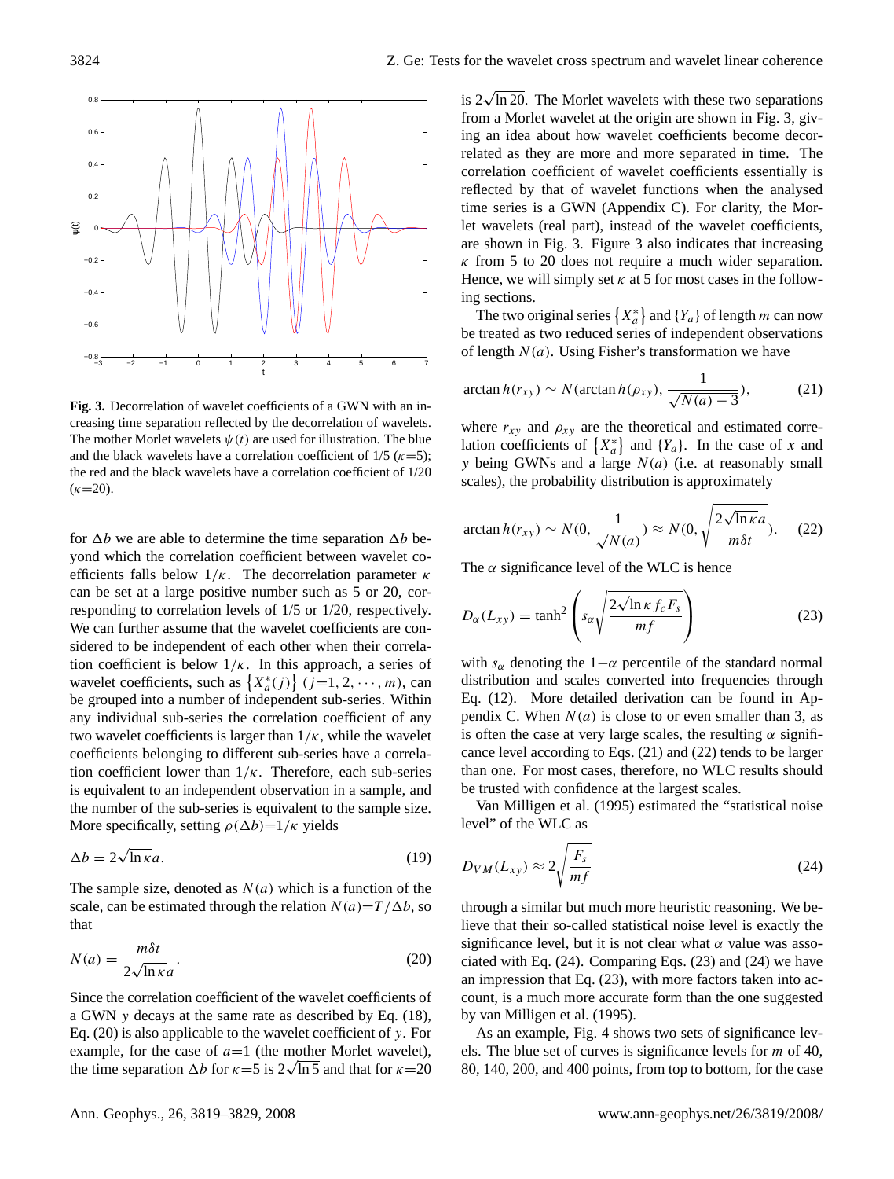Fig. 3. Decorrelation of wavelet coefficients of a GWN with an increasing time separation reflected by the decorrelation of wavelets. The mother Morlet wavelets $\psi(t)$ are used for illustration. The blue and the black wavelets have a correlation coefficient of 1/5 ($\kappa$=5); the red and the black wavelets have a correlation coefficient of 1/20 ($\kappa$=20).

for $\Delta b$ we are able to determine the time separation $\Delta b$ beyond which the correlation coefficient between wavelet coefficients falls below $1/\kappa$. The decorrelation parameter $\kappa$ can be set at a large positive number such as 5 or 20, corresponding to correlation levels of 1/5 or 1/20, respectively. We can further assume that the wavelet coefficients are considered to be independent of each other when their correlation coefficient is below $1/\kappa$. In this approach, a series of wavelet coefficients, such as $\{X_a^*(j)\}$ $(j=1, 2, \cdots, m)$, can be grouped into a number of independent sub-series. Within any individual sub-series the correlation coefficient of any two wavelet coefficients is larger than $1/\kappa$, while the wavelet coefficients belonging to different sub-series have a correlation coefficient lower than $1/\kappa$. Therefore, each sub-series is equivalent to an independent observation in a sample, and the number of the sub-series is equivalent to the sample size. More specifically, setting $\rho(\Delta b)=1/\kappa$ yields

$$\Delta b = 2\sqrt{\ln \kappa}\, a. \tag{19}$$

The sample size, denoted as $N(a)$ which is a function of the scale, can be estimated through the relation $N(a)=T/\Delta b$, so that

$$N(a) = \frac{m\delta t}{2\sqrt{\ln \kappa}\, a}. \tag{20}$$

Since the correlation coefficient of the wavelet coefficients of a GWN $y$ decays at the same rate as described by Eq. (18), Eq. (20) is also applicable to the wavelet coefficient of $y$. For example, for the case of $a$=1 (the mother Morlet wavelet), the time separation $\Delta b$ for $\kappa$=5 is $2\sqrt{\ln 5}$ and that for $\kappa$=20 is $2\sqrt{\ln 20}$. The Morlet wavelets with these two separations from a Morlet wavelet at the origin are shown in Fig. 3, giving an idea about how wavelet coefficients become decorrelated as they are more and more separated in time. The correlation coefficient of wavelet coefficients essentially is reflected by that of wavelet functions when the analysed time series is a GWN (Appendix C). For clarity, the Morlet wavelets (real part), instead of the wavelet coefficients, are shown in Fig. 3. Figure 3 also indicates that increasing $\kappa$ from 5 to 20 does not require a much wider separation. Hence, we will simply set $\kappa$ at 5 for most cases in the following sections.

The two original series $\{X_a^*\}$ and $\{Y_a\}$ of length $m$ can now be treated as two reduced series of independent observations of length $N(a)$. Using Fisher's transformation we have

$$\operatorname{arctan} h(r_{xy}) \sim N(\operatorname{arctan} h(\rho_{xy}), \frac{1}{\sqrt{N(a)-3}}), \tag{21}$$

where $r_{xy}$ and $\rho_{xy}$ are the theoretical and estimated correlation coefficients of $\{X_a^*\}$ and $\{Y_a\}$. In the case of $x$ and $y$ being GWNs and a large $N(a)$ (i.e. at reasonably small scales), the probability distribution is approximately

$$\operatorname{arctan} h(r_{xy}) \sim N(0, \frac{1}{\sqrt{N(a)}}) \approx N(0, \sqrt{\frac{2\sqrt{\ln \kappa}\, a}{m\delta t}}). \tag{22}$$

The $\alpha$ significance level of the WLC is hence

$$D_\alpha(L_{xy}) = \tanh^2\left(s_\alpha \sqrt{\frac{2\sqrt{\ln \kappa}\, f_c F_s}{mf}}\right) \tag{23}$$

with $s_\alpha$ denoting the $1-\alpha$ percentile of the standard normal distribution and scales converted into frequencies through Eq. (12). More detailed derivation can be found in Appendix C. When $N(a)$ is close to or even smaller than 3, as is often the case at very large scales, the resulting $\alpha$ significance level according to Eqs. (21) and (22) tends to be larger than one. For most cases, therefore, no WLC results should be trusted with confidence at the largest scales.

Van Milligen et al. (1995) estimated the "statistical noise level" of the WLC as

$$D_{VM}(L_{xy}) \approx 2\sqrt{\frac{F_s}{mf}} \tag{24}$$

through a similar but much more heuristic reasoning. We believe that their so-called statistical noise level is exactly the significance level, but it is not clear what $\alpha$ value was associated with Eq. (24). Comparing Eqs. (23) and (24) we have an impression that Eq. (23), with more factors taken into account, is a much more accurate form than the one suggested by van Milligen et al. (1995).

As an example, Fig. 4 shows two sets of significance levels. The blue set of curves is significance levels for $m$ of 40, 80, 140, 200, and 400 points, from top to bottom, for the case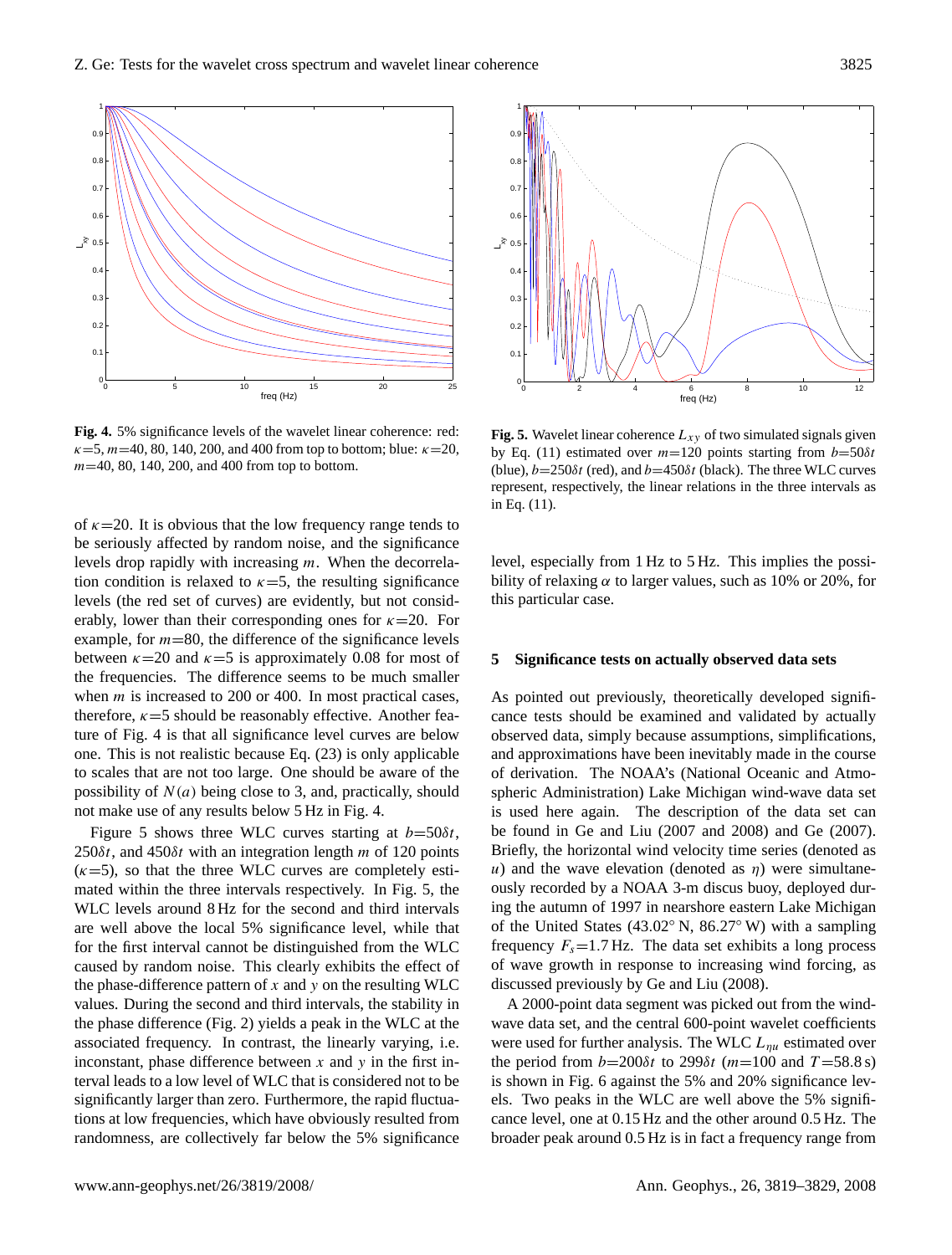**Fig. 4.** 5% significance levels of the wavelet linear coherence: red: $\kappa$=5, $m$=40, 80, 140, 200, and 400 from top to bottom; blue: $\kappa$=20, $m$=40, 80, 140, 200, and 400 from top to bottom.

**Fig. 5.** Wavelet linear coherence $L_{xy}$ of two simulated signals given by Eq. (11) estimated over $m$=120 points starting from $b$=50$\delta t$ (blue), $b$=250$\delta t$ (red), and $b$=450$\delta t$ (black). The three WLC curves represent, respectively, the linear relations in the three intervals as in Eq. (11).

of $\kappa$=20. It is obvious that the low frequency range tends to be seriously affected by random noise, and the significance levels drop rapidly with increasing $m$. When the decorrelation condition is relaxed to $\kappa$=5, the resulting significance levels (the red set of curves) are evidently, but not considerably, lower than their corresponding ones for $\kappa$=20. For example, for $m$=80, the difference of the significance levels between $\kappa$=20 and $\kappa$=5 is approximately 0.08 for most of the frequencies. The difference seems to be much smaller when $m$ is increased to 200 or 400. In most practical cases, therefore, $\kappa$=5 should be reasonably effective. Another feature of Fig. 4 is that all significance level curves are below one. This is not realistic because Eq. (23) is only applicable to scales that are not too large. One should be aware of the possibility of $N(a)$ being close to 3, and, practically, should not make use of any results below 5 Hz in Fig. 4.

Figure 5 shows three WLC curves starting at $b$=50$\delta t$, 250$\delta t$, and 450$\delta t$ with an integration length $m$ of 120 points ($\kappa$=5), so that the three WLC curves are completely estimated within the three intervals respectively. In Fig. 5, the WLC levels around 8 Hz for the second and third intervals are well above the local 5% significance level, while that for the first interval cannot be distinguished from the WLC caused by random noise. This clearly exhibits the effect of the phase-difference pattern of $x$ and $y$ on the resulting WLC values. During the second and third intervals, the stability in the phase difference (Fig. 2) yields a peak in the WLC at the associated frequency. In contrast, the linearly varying, i.e. inconstant, phase difference between $x$ and $y$ in the first interval leads to a low level of WLC that is considered not to be significantly larger than zero. Furthermore, the rapid fluctuations at low frequencies, which have obviously resulted from randomness, are collectively far below the 5% significance level, especially from 1 Hz to 5 Hz. This implies the possibility of relaxing $\alpha$ to larger values, such as 10% or 20%, for this particular case.

## 5 Significance tests on actually observed data sets

As pointed out previously, theoretically developed significance tests should be examined and validated by actually observed data, simply because assumptions, simplifications, and approximations have been inevitably made in the course of derivation. The NOAA's (National Oceanic and Atmospheric Administration) Lake Michigan wind-wave data set is used here again. The description of the data set can be found in Ge and Liu (2007 and 2008) and Ge (2007). Briefly, the horizontal wind velocity time series (denoted as $u$) and the wave elevation (denoted as $\eta$) were simultaneously recorded by a NOAA 3-m discus buoy, deployed during the autumn of 1997 in nearshore eastern Lake Michigan of the United States (43.02° N, 86.27° W) with a sampling frequency $F_s$=1.7 Hz. The data set exhibits a long process of wave growth in response to increasing wind forcing, as discussed previously by Ge and Liu (2008).

A 2000-point data segment was picked out from the wind-wave data set, and the central 600-point wavelet coefficients were used for further analysis. The WLC $L_{\eta u}$ estimated over the period from $b$=200$\delta t$ to 299$\delta t$ ($m$=100 and $T$=58.8 s) is shown in Fig. 6 against the 5% and 20% significance levels. Two peaks in the WLC are well above the 5% significance level, one at 0.15 Hz and the other around 0.5 Hz. The broader peak around 0.5 Hz is in fact a frequency range from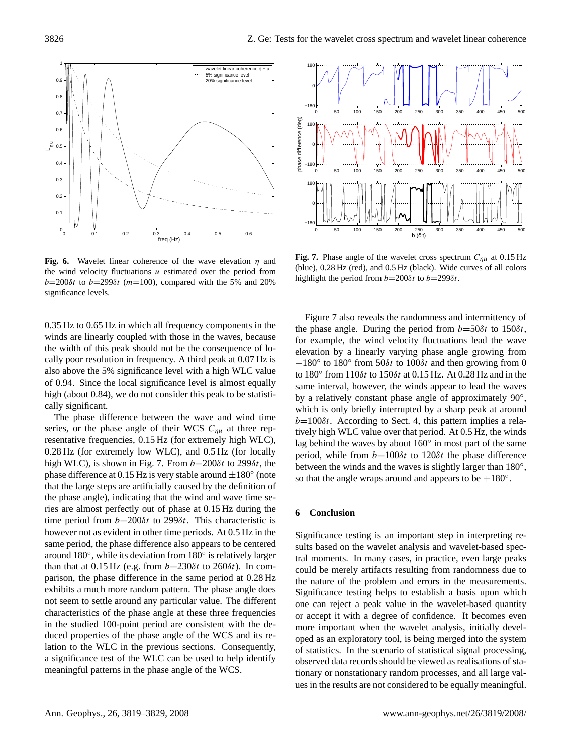**Fig. 6.** Wavelet linear coherence of the wave elevation $\eta$ and the wind velocity fluctuations $u$ estimated over the period from $b$=200$\delta t$ to $b$=299$\delta t$ ($m$=100), compared with the 5% and 20% significance levels.

**Fig. 7.** Phase angle of the wavelet cross spectrum $C_{\eta u}$ at 0.15 Hz (blue), 0.28 Hz (red), and 0.5 Hz (black). Wide curves of all colors highlight the period from $b$=200$\delta t$ to $b$=299$\delta t$.

0.35 Hz to 0.65 Hz in which all frequency components in the winds are linearly coupled with those in the waves, because the width of this peak should not be the consequence of locally poor resolution in frequency. A third peak at 0.07 Hz is also above the 5% significance level with a high WLC value of 0.94. Since the local significance level is almost equally high (about 0.84), we do not consider this peak to be statistically significant.

The phase difference between the wave and wind time series, or the phase angle of their WCS $C_{\eta u}$ at three representative frequencies, 0.15 Hz (for extremely high WLC), 0.28 Hz (for extremely low WLC), and 0.5 Hz (for locally high WLC), is shown in Fig. 7. From $b$=200$\delta t$ to 299$\delta t$, the phase difference at 0.15 Hz is very stable around $\pm 180^{\circ}$ (note that the large steps are artificially caused by the definition of the phase angle), indicating that the wind and wave time series are almost perfectly out of phase at 0.15 Hz during the time period from $b$=200$\delta t$ to 299$\delta t$. This characteristic is however not as evident in other time periods. At 0.5 Hz in the same period, the phase difference also appears to be centered around 180°, while its deviation from 180° is relatively larger than that at 0.15 Hz (e.g. from $b$=230$\delta t$ to 260$\delta t$). In comparison, the phase difference in the same period at 0.28 Hz exhibits a much more random pattern. The phase angle does not seem to settle around any particular value. The different characteristics of the phase angle at these three frequencies in the studied 100-point period are consistent with the deduced properties of the phase angle of the WCS and its relation to the WLC in the previous sections. Consequently, a significance test of the WLC can be used to help identify meaningful patterns in the phase angle of the WCS.

Figure 7 also reveals the randomness and intermittency of the phase angle. During the period from $b$=50$\delta t$ to 150$\delta t$, for example, the wind velocity fluctuations lead the wave elevation by a linearly varying phase angle growing from $-180^{\circ}$ to 180° from 50$\delta t$ to 100$\delta t$ and then growing from 0 to 180° from 110$\delta t$ to 150$\delta t$ at 0.15 Hz. At 0.28 Hz and in the same interval, however, the winds appear to lead the waves by a relatively constant phase angle of approximately 90°, which is only briefly interrupted by a sharp peak at around $b$=100$\delta t$. According to Sect. 4, this pattern implies a relatively high WLC value over that period. At 0.5 Hz, the winds lag behind the waves by about 160° in most part of the same period, while from $b$=100$\delta t$ to 120$\delta t$ the phase difference between the winds and the waves is slightly larger than 180°, so that the angle wraps around and appears to be $+180^{\circ}$.

## 6 Conclusion

Significance testing is an important step in interpreting results based on the wavelet analysis and wavelet-based spectral moments. In many cases, in practice, even large peaks could be merely artifacts resulting from randomness due to the nature of the problem and errors in the measurements. Significance testing helps to establish a basis upon which one can reject a peak value in the wavelet-based quantity or accept it with a degree of confidence. It becomes even more important when the wavelet analysis, initially developed as an exploratory tool, is being merged into the system of statistics. In the scenario of statistical signal processing, observed data records should be viewed as realisations of stationary or nonstationary random processes, and all large values in the results are not considered to be equally meaningful.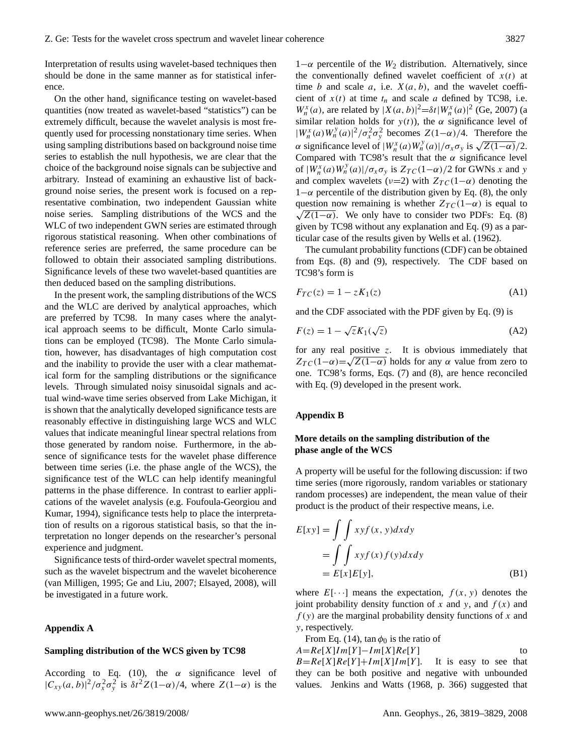Interpretation of results using wavelet-based techniques then should be done in the same manner as for statistical inference.

On the other hand, significance testing on wavelet-based quantities (now treated as wavelet-based "statistics") can be extremely difficult, because the wavelet analysis is most frequently used for processing nonstationary time series. When using sampling distributions based on background noise time series to establish the null hypothesis, we are clear that the choice of the background noise signals can be subjective and arbitrary. Instead of examining an exhaustive list of background noise series, the present work is focused on a representative combination, two independent Gaussian white noise series. Sampling distributions of the WCS and the WLC of two independent GWN series are estimated through rigorous statistical reasoning. When other combinations of reference series are preferred, the same procedure can be followed to obtain their associated sampling distributions. Significance levels of these two wavelet-based quantities are then deduced based on the sampling distributions.

In the present work, the sampling distributions of the WCS and the WLC are derived by analytical approaches, which are preferred by TC98. In many cases where the analytical approach seems to be difficult, Monte Carlo simulations can be employed (TC98). The Monte Carlo simulation, however, has disadvantages of high computation cost and the inability to provide the user with a clear mathematical form for the sampling distributions or the significance levels. Through simulated noisy sinusoidal signals and actual wind-wave time series observed from Lake Michigan, it is shown that the analytically developed significance tests are reasonably effective in distinguishing large WCS and WLC values that indicate meaningful linear spectral relations from those generated by random noise. Furthermore, in the absence of significance tests for the wavelet phase difference between time series (i.e. the phase angle of the WCS), the significance test of the WLC can help identify meaningful patterns in the phase difference. In contrast to earlier applications of the wavelet analysis (e.g. Foufoula-Georgiou and Kumar, 1994), significance tests help to place the interpretation of results on a rigorous statistical basis, so that the interpretation no longer depends on the researcher's personal experience and judgment.

Significance tests of third-order wavelet spectral moments, such as the wavelet bispectrum and the wavelet bicoherence (van Milligen, 1995; Ge and Liu, 2007; Elsayed, 2008), will be investigated in a future work.

## Appendix A

### Sampling distribution of the WCS given by TC98

According to Eq. (10), the $\alpha$ significance level of $|C_{xy}(a,b)|^2/\sigma_x^2\sigma_y^2$ is $\delta t^2 Z(1-\alpha)/4$, where $Z(1-\alpha)$ is the $1-\alpha$ percentile of the $W_2$ distribution. Alternatively, since the conventionally defined wavelet coefficient of $x(t)$ at time $b$ and scale $a$, i.e. $X(a,b)$, and the wavelet coefficient of $x(t)$ at time $t_n$ and scale $a$ defined by TC98, i.e. $W_n^x(a)$, are related by $|X(a,b)|^2=\delta t|W_n^x(a)|^2$ (Ge, 2007) (a similar relation holds for $y(t)$), the $\alpha$ significance level of $|W_n^x(a)W_n^y(a)|^2/\sigma_x^2\sigma_y^2$ becomes $Z(1-\alpha)/4$. Therefore the $\alpha$ significance level of $|W_n^x(a)W_n^y(a)|/\sigma_x\sigma_y$ is $\sqrt{Z(1-\alpha)}/2$. Compared with TC98's result that the $\alpha$ significance level of $|W_n^x(a)W_n^y(a)|/\sigma_x\sigma_y$ is $Z_{TC}(1-\alpha)/2$ for GWNs $x$ and $y$ and complex wavelets ($\nu$=2) with $Z_{TC}(1-\alpha)$ denoting the $1-\alpha$ percentile of the distribution given by Eq. (8), the only question now remaining is whether $Z_{TC}(1-\alpha)$ is equal to $\sqrt{Z(1-\alpha)}$. We only have to consider two PDFs: Eq. (8) given by TC98 without any explanation and Eq. (9) as a particular case of the results given by Wells et al. (1962).

The cumulant probability functions (CDF) can be obtained from Eqs. (8) and (9), respectively. The CDF based on TC98's form is

$$F_{TC}(z) = 1 - zK_1(z) \tag{A1}$$

and the CDF associated with the PDF given by Eq. (9) is

$$F(z) = 1 - \sqrt{z}K_1(\sqrt{z}) \tag{A2}$$

for any real positive $z$. It is obvious immediately that $Z_{TC}(1-\alpha)=\sqrt{Z(1-\alpha)}$ holds for any $\alpha$ value from zero to one. TC98's forms, Eqs. (7) and (8), are hence reconciled with Eq. (9) developed in the present work.

## Appendix B

### More details on the sampling distribution of the phase angle of the WCS

A property will be useful for the following discussion: if two time series (more rigorously, random variables or stationary random processes) are independent, the mean value of their product is the product of their respective means, i.e.

$$\begin{aligned} E[xy] &= \int\int xyf(x,y)dxdy \\ &= \int\int xyf(x)f(y)dxdy \\ &= E[x]E[y], \end{aligned} \tag{B1}$$

where $E[\cdots]$ means the expectation, $f(x,y)$ denotes the joint probability density function of $x$ and $y$, and $f(x)$ and $f(y)$ are the marginal probability density functions of $x$ and $y$, respectively.

From Eq. (14), $\tan\phi_0$ is the ratio of $A=Re[X]Im[Y]-Im[X]Re[Y]$ to $B=Re[X]Re[Y]+Im[X]Im[Y]$. It is easy to see that they can be both positive and negative with unbounded values. Jenkins and Watts (1968, p. 366) suggested that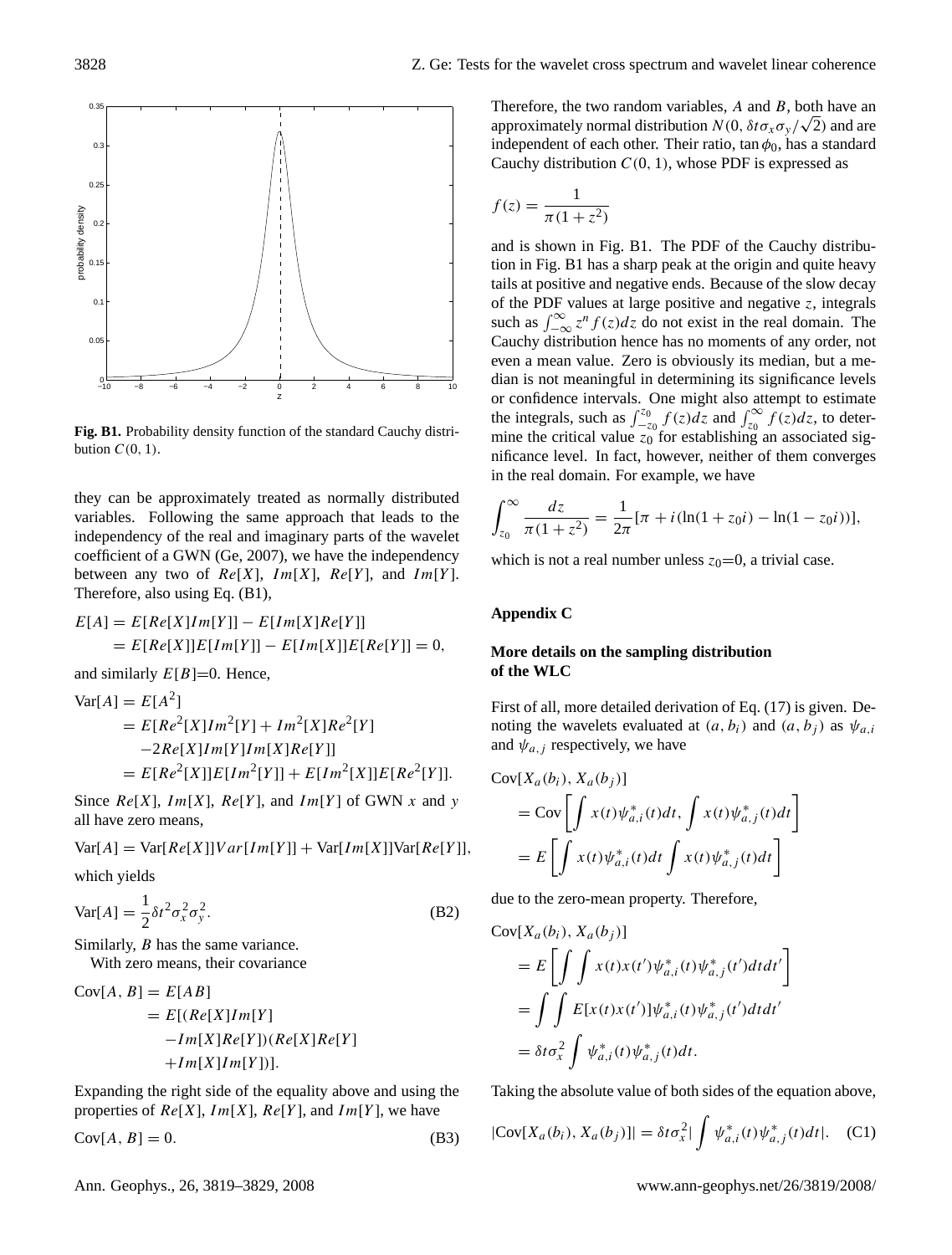**Fig. B1.** Probability density function of the standard Cauchy distribution $C(0, 1)$.

they can be approximately treated as normally distributed variables. Following the same approach that leads to the independency of the real and imaginary parts of the wavelet coefficient of a GWN (Ge, 2007), we have the independency between any two of $Re[X]$, $Im[X]$, $Re[Y]$, and $Im[Y]$. Therefore, also using Eq. (B1),

$$
\begin{aligned}
E[A] &= E[Re[X]Im[Y]] - E[Im[X]Re[Y]] \\
&= E[Re[X]]E[Im[Y]] - E[Im[X]]E[Re[Y]] = 0,
\end{aligned}
$$

and similarly $E[B]$=0. Hence,

$$
\begin{aligned}
\mathrm{Var}[A] &= E[A^2] \\
&= E[Re^2[X]Im^2[Y] + Im^2[X]Re^2[Y] \\
&\quad -2Re[X]Im[Y]Im[X]Re[Y]] \\
&= E[Re^2[X]]E[Im^2[Y]] + E[Im^2[X]]E[Re^2[Y]].
\end{aligned}
$$

Since $Re[X]$, $Im[X]$, $Re[Y]$, and $Im[Y]$ of GWN $x$ and $y$ all have zero means,

$$
\mathrm{Var}[A] = \mathrm{Var}[Re[X]]Var[Im[Y]] + \mathrm{Var}[Im[X]]\mathrm{Var}[Re[Y]],
$$

which yields

$$
\mathrm{Var}[A] = \frac{1}{2}\delta t^2 \sigma_x^2 \sigma_y^2. \tag{B2}
$$

Similarly, $B$ has the same variance.

With zero means, their covariance

$$
\begin{aligned}
\mathrm{Cov}[A, B] &= E[AB] \\
&= E[(Re[X]Im[Y] \\
&\quad -Im[X]Re[Y])(Re[X]Re[Y] \\
&\quad +Im[X]Im[Y])].
\end{aligned}
$$

Expanding the right side of the equality above and using the properties of $Re[X]$, $Im[X]$, $Re[Y]$, and $Im[Y]$, we have

$$
\mathrm{Cov}[A, B] = 0. \tag{B3}
$$

Therefore, the two random variables, $A$ and $B$, both have an approximately normal distribution $N(0, \delta t \sigma_x \sigma_y/\sqrt{2})$ and are independent of each other. Their ratio, $\tan\phi_0$, has a standard Cauchy distribution $C(0, 1)$, whose PDF is expressed as

$$
f(z) = \frac{1}{\pi(1 + z^2)}
$$

and is shown in Fig. B1. The PDF of the Cauchy distribution in Fig. B1 has a sharp peak at the origin and quite heavy tails at positive and negative ends. Because of the slow decay of the PDF values at large positive and negative $z$, integrals such as $\int_{-\infty}^{\infty} z^n f(z)dz$ do not exist in the real domain. The Cauchy distribution hence has no moments of any order, not even a mean value. Zero is obviously its median, but a median is not meaningful in determining its significance levels or confidence intervals. One might also attempt to estimate the integrals, such as $\int_{-z_0}^{z_0} f(z)dz$ and $\int_{z_0}^{\infty} f(z)dz$, to determine the critical value $z_0$ for establishing an associated significance level. In fact, however, neither of them converges in the real domain. For example, we have

$$
\int_{z_0}^{\infty} \frac{dz}{\pi(1 + z^2)} = \frac{1}{2\pi}[\pi + i(\ln(1 + z_0 i) - \ln(1 - z_0 i))],
$$

which is not a real number unless $z_0$=0, a trivial case.

## Appendix C

### More details on the sampling distribution of the WLC

First of all, more detailed derivation of Eq. (17) is given. Denoting the wavelets evaluated at $(a, b_i)$ and $(a, b_j)$ as $\psi_{a,i}$ and $\psi_{a,j}$ respectively, we have

$$
\begin{aligned}
&\mathrm{Cov}[X_a(b_i), X_a(b_j)] \\
&= \mathrm{Cov}\left[\int x(t)\psi_{a,i}^*(t)dt, \int x(t)\psi_{a,j}^*(t)dt\right] \\
&= E\left[\int x(t)\psi_{a,i}^*(t)dt \int x(t)\psi_{a,j}^*(t)dt\right]
\end{aligned}
$$

due to the zero-mean property. Therefore,

$$
\begin{aligned}
&\mathrm{Cov}[X_a(b_i), X_a(b_j)] \\
&= E\left[\int\int x(t)x(t')\psi_{a,i}^*(t)\psi_{a,j}^*(t')dtdt'\right] \\
&= \int\int E[x(t)x(t')]\psi_{a,i}^*(t)\psi_{a,j}^*(t')dtdt' \\
&= \delta t \sigma_x^2 \int \psi_{a,i}^*(t)\psi_{a,j}^*(t)dt.
\end{aligned}
$$

Taking the absolute value of both sides of the equation above,

$$
|\mathrm{Cov}[X_a(b_i), X_a(b_j)]| = \delta t \sigma_x^2 \left|\int \psi_{a,i}^*(t)\psi_{a,j}^*(t)dt\right|. \tag{C1}
$$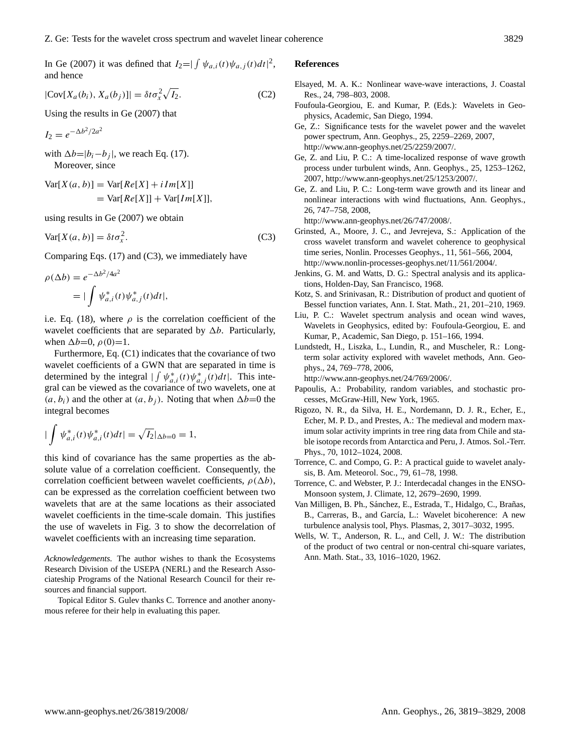In Ge (2007) it was defined that $I_2 = |\int \psi_{a,i}(t)\psi_{a,j}(t)dt|^2$, and hence

$$|\mathrm{Cov}[X_a(b_i), X_a(b_j)]| = \delta t \sigma_x^2 \sqrt{I_2}. \tag{C2}$$

Using the results in Ge (2007) that

$$I_2 = e^{-\Delta b^2/2a^2}$$

with $\Delta b = |b_i - b_j|$, we reach Eq. (17).

Moreover, since

$$\begin{aligned}\mathrm{Var}[X(a,b)] &= \mathrm{Var}[Re[X] + iIm[X]] \\ &= \mathrm{Var}[Re[X]] + \mathrm{Var}[Im[X]],\end{aligned}$$

using results in Ge (2007) we obtain

$$\mathrm{Var}[X(a,b)] = \delta t \sigma_x^2. \tag{C3}$$

Comparing Eqs. (17) and (C3), we immediately have

$$\begin{aligned}\rho(\Delta b) &= e^{-\Delta b^2/4a^2} \\ &= |\int \psi_{a,i}^*(t)\psi_{a,j}^*(t)dt|,\end{aligned}$$

i.e. Eq. (18), where $\rho$ is the correlation coefficient of the wavelet coefficients that are separated by $\Delta b$. Particularly, when $\Delta b = 0$, $\rho(0) = 1$.

Furthermore, Eq. (C1) indicates that the covariance of two wavelet coefficients of a GWN that are separated in time is determined by the integral $|\int \psi_{a,i}^*(t)\psi_{a,j}^*(t)dt|$. This integral can be viewed as the covariance of two wavelets, one at $(a, b_i)$ and the other at $(a, b_j)$. Noting that when $\Delta b = 0$ the integral becomes

$$|\int \psi_{a,i}^*(t)\psi_{a,i}^*(t)dt| = \sqrt{I_2}|_{\Delta b = 0} = 1,$$

this kind of covariance has the same properties as the absolute value of a correlation coefficient. Consequently, the correlation coefficient between wavelet coefficients, $\rho(\Delta b)$, can be expressed as the correlation coefficient between two wavelets that are at the same locations as their associated wavelet coefficients in the time-scale domain. This justifies the use of wavelets in Fig. 3 to show the decorrelation of wavelet coefficients with an increasing time separation.

*Acknowledgements.* The author wishes to thank the Ecosystems Research Division of the USEPA (NERL) and the Research Associateship Programs of the National Research Council for their resources and financial support.

Topical Editor S. Gulev thanks C. Torrence and another anonymous referee for their help in evaluating this paper.

## References

Elsayed, M. A. K.: Nonlinear wave-wave interactions, J. Coastal Res., 24, 798–803, 2008.

Foufoula-Georgiou, E. and Kumar, P. (Eds.): Wavelets in Geophysics, Academic, San Diego, 1994.

Ge, Z.: Significance tests for the wavelet power and the wavelet power spectrum, Ann. Geophys., 25, 2259–2269, 2007, http://www.ann-geophys.net/25/2259/2007/.

Ge, Z. and Liu, P. C.: A time-localized response of wave growth process under turbulent winds, Ann. Geophys., 25, 1253–1262, 2007, http://www.ann-geophys.net/25/1253/2007/.

Ge, Z. and Liu, P. C.: Long-term wave growth and its linear and nonlinear interactions with wind fluctuations, Ann. Geophys., 26, 747–758, 2008, http://www.ann-geophys.net/26/747/2008/.

Grinsted, A., Moore, J. C., and Jevrejeva, S.: Application of the cross wavelet transform and wavelet coherence to geophysical time series, Nonlin. Processes Geophys., 11, 561–566, 2004, http://www.nonlin-processes-geophys.net/11/561/2004/.

Jenkins, G. M. and Watts, D. G.: Spectral analysis and its applications, Holden-Day, San Francisco, 1968.

Kotz, S. and Srinivasan, R.: Distribution of product and quotient of Bessel function variates, Ann. I. Stat. Math., 21, 201–210, 1969.

Liu, P. C.: Wavelet spectrum analysis and ocean wind waves, Wavelets in Geophysics, edited by: Foufoula-Georgiou, E. and Kumar, P., Academic, San Diego, p. 151–166, 1994.

Lundstedt, H., Liszka, L., Lundin, R., and Muscheler, R.: Long-term solar activity explored with wavelet methods, Ann. Geophys., 24, 769–778, 2006, http://www.ann-geophys.net/24/769/2006/.

Papoulis, A.: Probability, random variables, and stochastic processes, McGraw-Hill, New York, 1965.

Rigozo, N. R., da Silva, H. E., Nordemann, D. J. R., Echer, E., Echer, M. P. D., and Prestes, A.: The medieval and modern maximum solar activity imprints in tree ring data from Chile and stable isotope records from Antarctica and Peru, J. Atmos. Sol.-Terr. Phys., 70, 1012–1024, 2008.

Torrence, C. and Compo, G. P.: A practical guide to wavelet analysis, B. Am. Meteorol. Soc., 79, 61–78, 1998.

Torrence, C. and Webster, P. J.: Interdecadal changes in the ENSO-Monsoon system, J. Climate, 12, 2679–2690, 1999.

Van Milligen, B. Ph., Sánchez, E., Estrada, T., Hidalgo, C., Brañas, B., Carreras, B., and García, L.: Wavelet bicoherence: A new turbulence analysis tool, Phys. Plasmas, 2, 3017–3032, 1995.

Wells, W. T., Anderson, R. L., and Cell, J. W.: The distribution of the product of two central or non-central chi-square variates, Ann. Math. Stat., 33, 1016–1020, 1962.